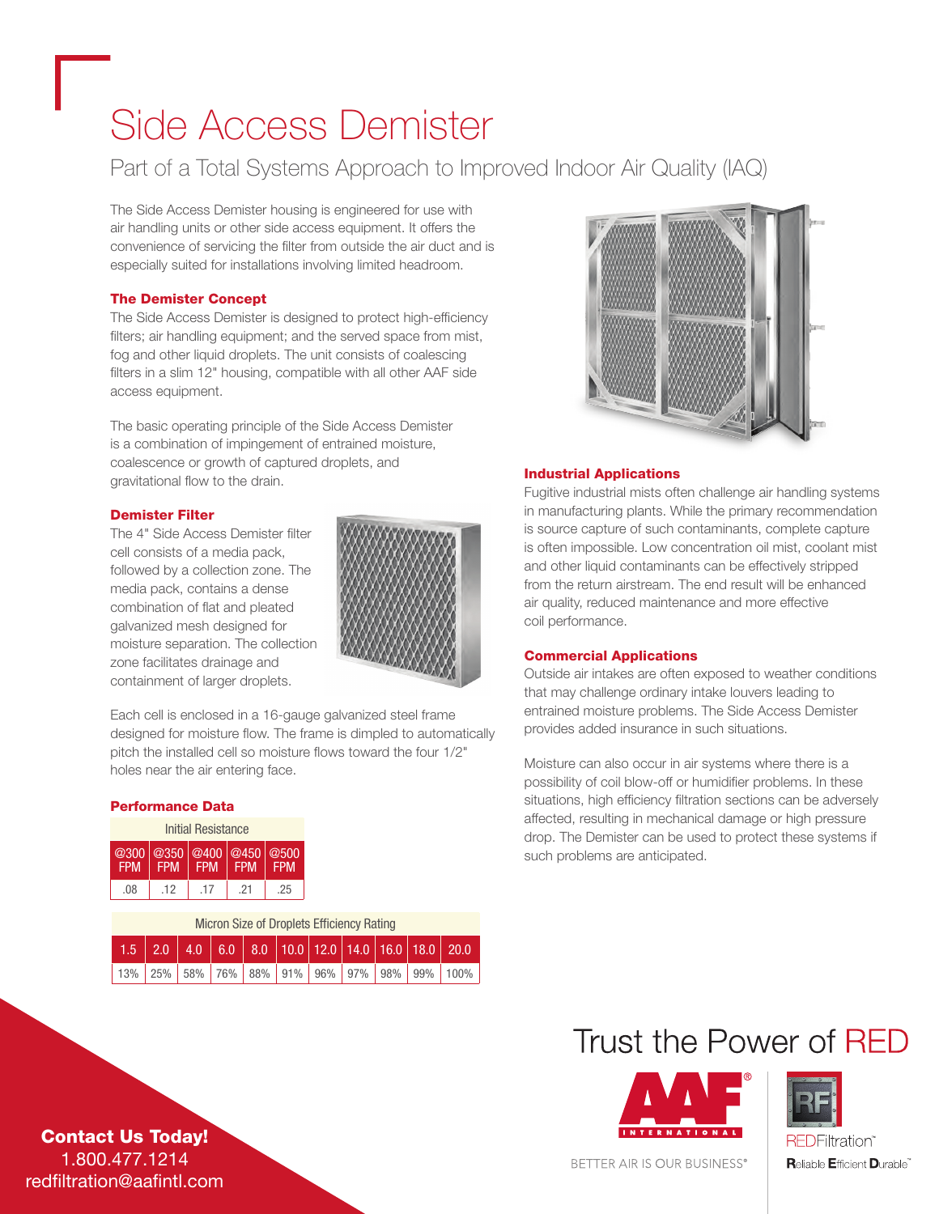# Side Access Demister

## Part of a Total Systems Approach to Improved Indoor Air Quality (IAQ)

The Side Access Demister housing is engineered for use with air handling units or other side access equipment. It offers the convenience of servicing the filter from outside the air duct and is especially suited for installations involving limited headroom.

### The Demister Concept

The Side Access Demister is designed to protect high-efficiency filters; air handling equipment; and the served space from mist, fog and other liquid droplets. The unit consists of coalescing filters in a slim 12" housing, compatible with all other AAF side access equipment.

The basic operating principle of the Side Access Demister is a combination of impingement of entrained moisture, coalescence or growth of captured droplets, and gravitational flow to the drain.

### Demister Filter

The 4" Side Access Demister filter cell consists of a media pack, followed by a collection zone. The media pack, contains a dense combination of flat and pleated galvanized mesh designed for moisture separation. The collection zone facilitates drainage and containment of larger droplets.

Each cell is enclosed in a 16-gauge galvanized steel frame designed for moisture flow. The frame is dimpled to automatically pitch the installed cell so moisture flows toward the four 1/2" holes near the air entering face.

### Performance Data

| Initial Resistance | | | | |
|---|---|---|---|---|
| @300 FPM | @350 FPM | @400 FPM | @450 FPM | @500 FPM |
| .08 | .12 | .17 | .21 | .25 |

| Micron Size of Droplets Efficiency Rating | | | | | | | | | | |
|---|---|---|---|---|---|---|---|---|---|---|
| 1.5 | 2.0 | 4.0 | 6.0 | 8.0 | 10.0 | 12.0 | 14.0 | 16.0 | 18.0 | 20.0 |
| 13% | 25% | 58% | 76% | 88% | 91% | 96% | 97% | 98% | 99% | 100% |

### Industrial Applications

Fugitive industrial mists often challenge air handling systems in manufacturing plants. While the primary recommendation is source capture of such contaminants, complete capture is often impossible. Low concentration oil mist, coolant mist and other liquid contaminants can be effectively stripped from the return airstream. The end result will be enhanced air quality, reduced maintenance and more effective coil performance.

### Commercial Applications

Outside air intakes are often exposed to weather conditions that may challenge ordinary intake louvers leading to entrained moisture problems. The Side Access Demister provides added insurance in such situations.

Moisture can also occur in air systems where there is a possibility of coil blow-off or humidifier problems. In these situations, high efficiency filtration sections can be adversely affected, resulting in mechanical damage or high pressure drop. The Demister can be used to protect these systems if such problems are anticipated.

**Contact Us Today!**
1.800.477.1214
redfiltration@aafintl.com

Trust the Power of RED

AAF INTERNATIONAL®
BETTER AIR IS OUR BUSINESS®

REDFiltration™
Reliable Efficient Durable™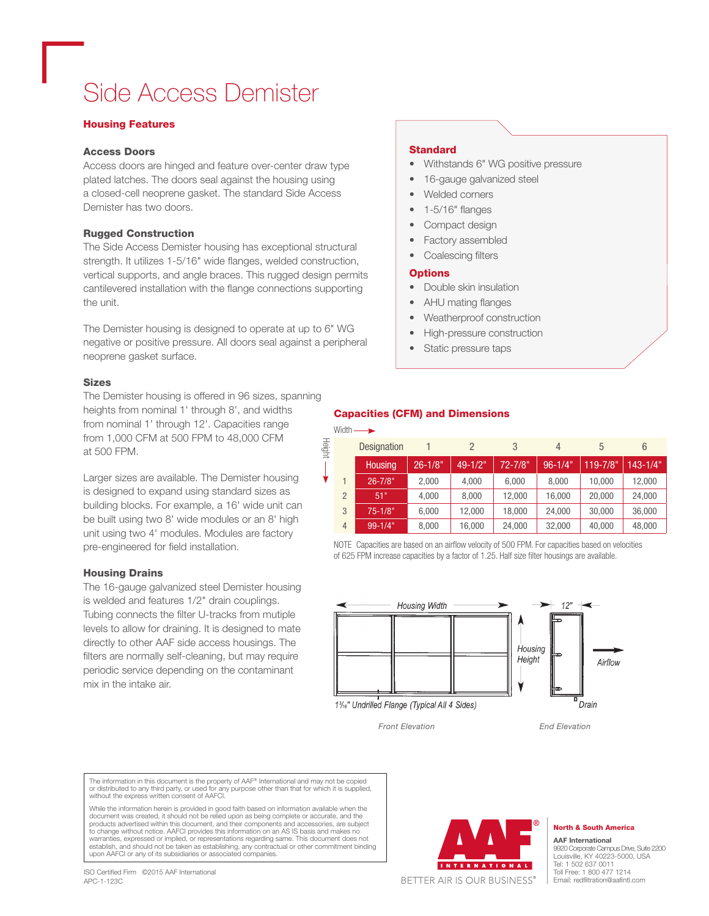# Side Access Demister

## Housing Features

### Access Doors

Access doors are hinged and feature over-center draw type plated latches. The doors seal against the housing using a closed-cell neoprene gasket. The standard Side Access Demister has two doors.

### Rugged Construction

The Side Access Demister housing has exceptional structural strength. It utilizes 1-5/16" wide flanges, welded construction, vertical supports, and angle braces. This rugged design permits cantilevered installation with the flange connections supporting the unit.

The Demister housing is designed to operate at up to 6" WG negative or positive pressure. All doors seal against a peripheral neoprene gasket surface.

### Sizes

The Demister housing is offered in 96 sizes, spanning heights from nominal 1' through 8', and widths from nominal 1' through 12'. Capacities range from 1,000 CFM at 500 FPM to 48,000 CFM at 500 FPM.

Larger sizes are available. The Demister housing is designed to expand using standard sizes as building blocks. For example, a 16' wide unit can be built using two 8' wide modules or an 8' high unit using two 4' modules. Modules are factory pre-engineered for field installation.

### Housing Drains

The 16-gauge galvanized steel Demister housing is welded and features 1/2" drain couplings. Tubing connects the filter U-tracks from mutiple levels to allow for draining. It is designed to mate directly to other AAF side access housings. The filters are normally self-cleaning, but may require periodic service depending on the contaminant mix in the intake air.

### Standard

- Withstands 6" WG positive pressure
- 16-gauge galvanized steel
- Welded corners
- 1-5/16" flanges
- Compact design
- Factory assembled
- Coalescing filters

### Options

- Double skin insulation
- AHU mating flanges
- Weatherproof construction
- High-pressure construction
- Static pressure taps

## Capacities (CFM) and Dimensions

Width →

Height ↓

| | Designation | 1 | 2 | 3 | 4 | 5 | 6 |
|---|---|---|---|---|---|---|---|
| | Housing | 26-1/8" | 49-1/2" | 72-7/8" | 96-1/4" | 119-7/8" | 143-1/4" |
| 1 | 26-7/8" | 2,000 | 4,000 | 6,000 | 8,000 | 10,000 | 12,000 |
| 2 | 51" | 4,000 | 8,000 | 12,000 | 16,000 | 20,000 | 24,000 |
| 3 | 75-1/8" | 6,000 | 12,000 | 18,000 | 24,000 | 30,000 | 36,000 |
| 4 | 99-1/4" | 8,000 | 16,000 | 24,000 | 32,000 | 40,000 | 48,000 |

NOTE Capacities are based on an airflow velocity of 500 FPM. For capacities based on velocities of 625 FPM increase capacities by a factor of 1.25. Half size filter housings are available.

Housing Width

Housing Height

12"

Airflow

1 5/16" Undrilled Flange (Typical All 4 Sides)

Drain

Front Elevation

End Elevation

The information in this document is the property of AAF® International and may not be copied or distributed to any third party, or used for any purpose other than that for which it is supplied, without the express written consent of AAFCI.

While the information herein is provided in good faith based on information available when the document was created, it should not be relied upon as being complete or accurate, and the products advertised within this document, and their components and accessories, are subject to change without notice. AAFCI provides this information on an AS IS basis and makes no warranties, expressed or implied, or representations regarding same. This document does not establish, and should not be taken as establishing, any contractual or other commitment binding upon AAFCI or any of its subsidiaries or associated companies.

ISO Certified Firm ©2015 AAF International
APC-1-123C

AAF INTERNATIONAL
BETTER AIR IS OUR BUSINESS®

**North & South America**

**AAF International**
9920 Corporate Campus Drive, Suite 2200
Louisville, KY 40223-5000, USA
Tel: 1 502 637 0011
Toll Free: 1 800 477 1214
Email: redfiltration@aafintl.com